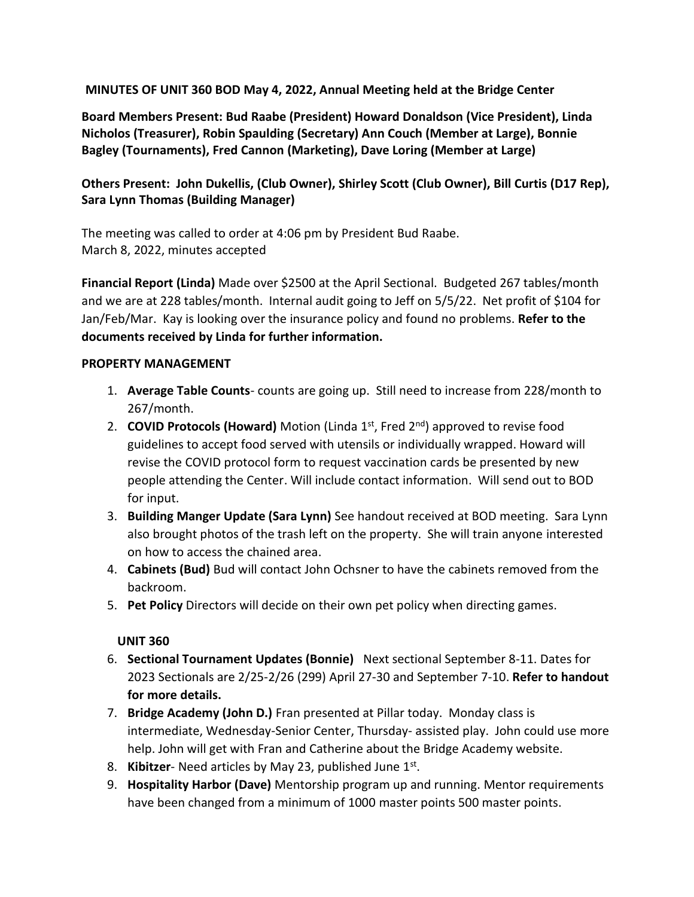**MINUTES OF UNIT 360 BOD May 4, 2022, Annual Meeting held at the Bridge Center**

**Board Members Present: Bud Raabe (President) Howard Donaldson (Vice President), Linda Nicholos (Treasurer), Robin Spaulding (Secretary) Ann Couch (Member at Large), Bonnie Bagley (Tournaments), Fred Cannon (Marketing), Dave Loring (Member at Large)**

**Others Present: John Dukellis, (Club Owner), Shirley Scott (Club Owner), Bill Curtis (D17 Rep), Sara Lynn Thomas (Building Manager)**

The meeting was called to order at 4:06 pm by President Bud Raabe.
March 8, 2022, minutes accepted

**Financial Report (Linda)** Made over $2500 at the April Sectional. Budgeted 267 tables/month and we are at 228 tables/month. Internal audit going to Jeff on 5/5/22. Net profit of $104 for Jan/Feb/Mar. Kay is looking over the insurance policy and found no problems. **Refer to the documents received by Linda for further information.**

**PROPERTY MANAGEMENT**

1. **Average Table Counts**- counts are going up. Still need to increase from 228/month to 267/month.
2. **COVID Protocols (Howard)** Motion (Linda 1st, Fred 2nd) approved to revise food guidelines to accept food served with utensils or individually wrapped. Howard will revise the COVID protocol form to request vaccination cards be presented by new people attending the Center. Will include contact information. Will send out to BOD for input.
3. **Building Manger Update (Sara Lynn)** See handout received at BOD meeting. Sara Lynn also brought photos of the trash left on the property. She will train anyone interested on how to access the chained area.
4. **Cabinets (Bud)** Bud will contact John Ochsner to have the cabinets removed from the backroom.
5. **Pet Policy** Directors will decide on their own pet policy when directing games.

**UNIT 360**

6. **Sectional Tournament Updates (Bonnie)** Next sectional September 8-11. Dates for 2023 Sectionals are 2/25-2/26 (299) April 27-30 and September 7-10. **Refer to handout for more details.**
7. **Bridge Academy (John D.)** Fran presented at Pillar today. Monday class is intermediate, Wednesday-Senior Center, Thursday- assisted play. John could use more help. John will get with Fran and Catherine about the Bridge Academy website.
8. **Kibitzer**- Need articles by May 23, published June 1st.
9. **Hospitality Harbor (Dave)** Mentorship program up and running. Mentor requirements have been changed from a minimum of 1000 master points 500 master points.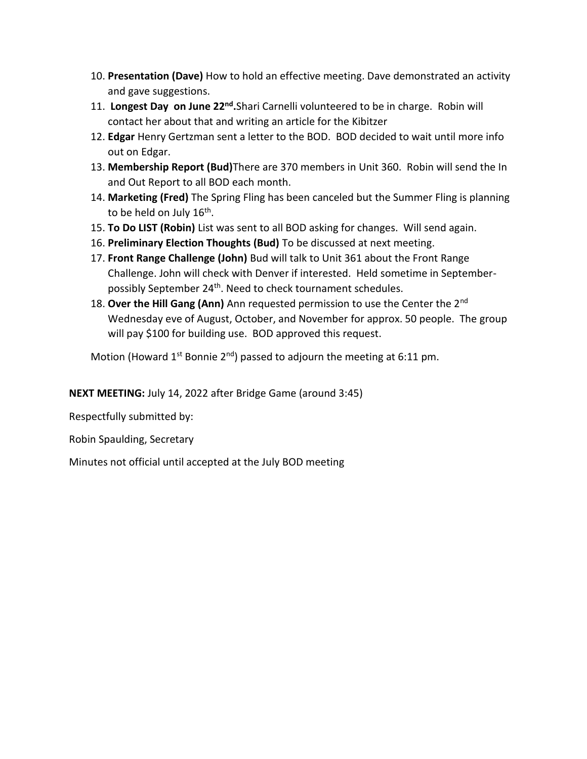10. **Presentation (Dave)** How to hold an effective meeting. Dave demonstrated an activity and gave suggestions.
11. **Longest Day on June 22nd.** Shari Carnelli volunteered to be in charge. Robin will contact her about that and writing an article for the Kibitzer
12. **Edgar** Henry Gertzman sent a letter to the BOD. BOD decided to wait until more info out on Edgar.
13. **Membership Report (Bud)** There are 370 members in Unit 360. Robin will send the In and Out Report to all BOD each month.
14. **Marketing (Fred)** The Spring Fling has been canceled but the Summer Fling is planning to be held on July 16th.
15. **To Do LIST (Robin)** List was sent to all BOD asking for changes. Will send again.
16. **Preliminary Election Thoughts (Bud)** To be discussed at next meeting.
17. **Front Range Challenge (John)** Bud will talk to Unit 361 about the Front Range Challenge. John will check with Denver if interested. Held sometime in September- possibly September 24th. Need to check tournament schedules.
18. **Over the Hill Gang (Ann)** Ann requested permission to use the Center the 2nd Wednesday eve of August, October, and November for approx. 50 people. The group will pay $100 for building use. BOD approved this request.

Motion (Howard 1st Bonnie 2nd) passed to adjourn the meeting at 6:11 pm.

**NEXT MEETING:** July 14, 2022 after Bridge Game (around 3:45)

Respectfully submitted by:

Robin Spaulding, Secretary

Minutes not official until accepted at the July BOD meeting